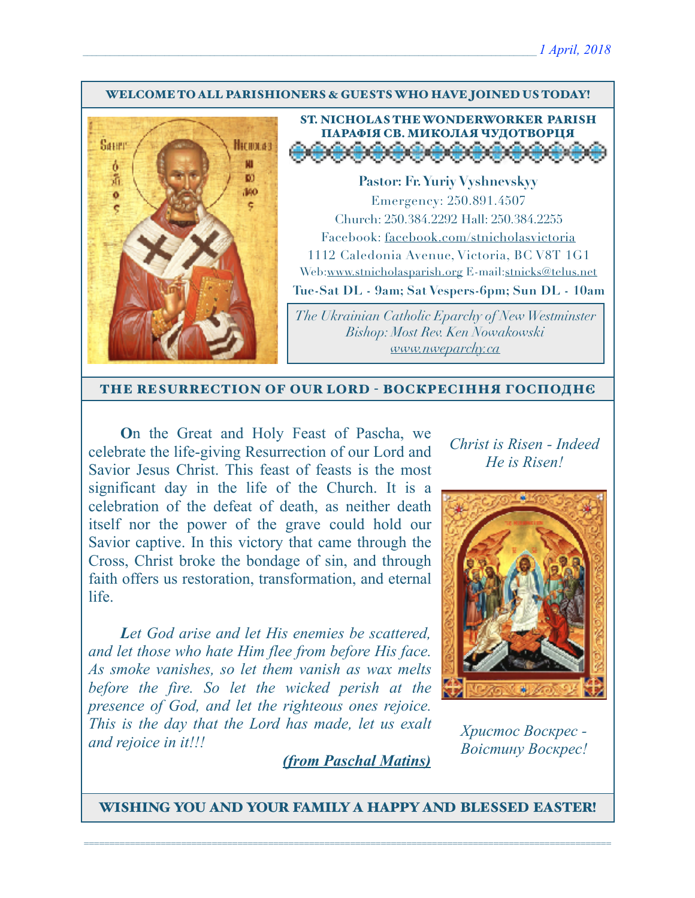*1 April, 2018*

## WELCOME TO ALL PARISHIONERS & GUESTS WHO HAVE JOINED US TODAY!

**ST. NICHOLAS THE WONDERWORKER PARISH**
**ПАРАФІЯ СВ. МИКОЛАЯ ЧУДОТВОРЦЯ**

**Pastor: Fr. Yuriy Vyshnevskyy**
Emergency: 250.891.4507
Church: 250.384.2292 Hall: 250.384.2255
Facebook: facebook.com/stnicholasvictoria
1112 Caledonia Avenue, Victoria, BC V8T 1G1
Web:www.stnicholasparish.org E-mail:stnicks@telus.net
**Tue-Sat DL - 9am; Sat Vespers-6pm; Sun DL - 10am**

*The Ukrainian Catholic Eparchy of New Westminster*
*Bishop: Most Rev. Ken Nowakowski*
*www.nweparchy.ca*

## THE RESURRECTION OF OUR LORD - ВОСКРЕСІННЯ ГОСПОДНЄ

**O**n the Great and Holy Feast of Pascha, we celebrate the life-giving Resurrection of our Lord and Savior Jesus Christ. This feast of feasts is the most significant day in the life of the Church. It is a celebration of the defeat of death, as neither death itself nor the power of the grave could hold our Savior captive. In this victory that came through the Cross, Christ broke the bondage of sin, and through faith offers us restoration, transformation, and eternal life.

***L**et God arise and let His enemies be scattered, and let those who hate Him flee from before His face. As smoke vanishes, so let them vanish as wax melts before the fire. So let the wicked perish at the presence of God, and let the righteous ones rejoice. This is the day that the Lord has made, let us exalt and rejoice in it!!!*

***(from Paschal Matins)***

*Christ is Risen - Indeed He is Risen!*

*Христос Воскрес - Воістину Воскрес!*

## WISHING YOU AND YOUR FAMILY A HAPPY AND BLESSED EASTER!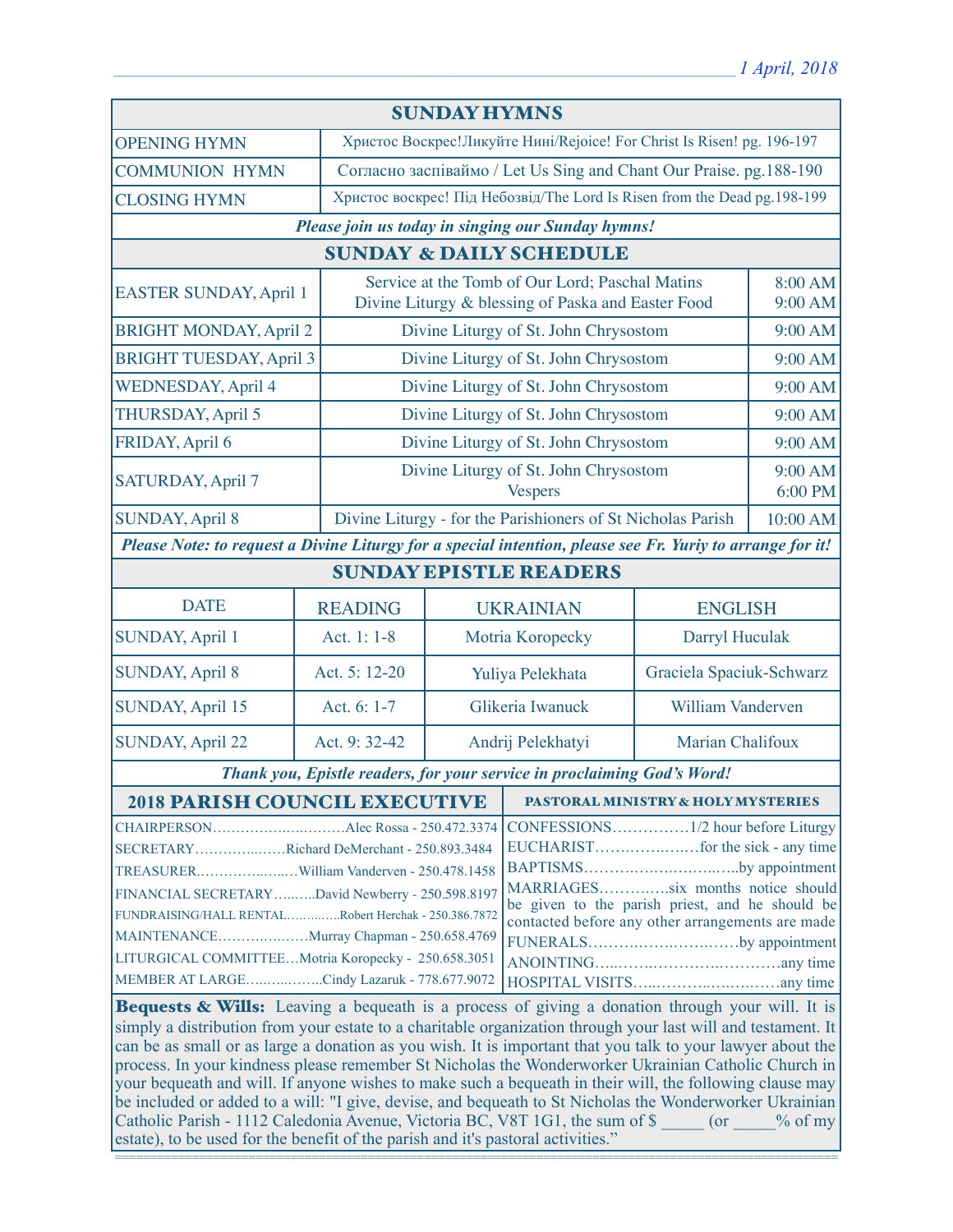*1 April, 2018*

## SUNDAY HYMNS

| | |
|---|---|
| OPENING HYMN | Христос Воскрес!Ликуйте Нині/Rejoice! For Christ Is Risen! pg. 196-197 |
| COMMUNION HYMN | Согласно заспіваймо / Let Us Sing and Chant Our Praise. pg.188-190 |
| CLOSING HYMN | Христос воскрес! Під Небозвід/The Lord Is Risen from the Dead pg.198-199 |

***Please join us today in singing our Sunday hymns!***

## SUNDAY & DAILY SCHEDULE

| | | |
|---|---|---|
| EASTER SUNDAY, April 1 | Service at the Tomb of Our Lord; Paschal Matins<br>Divine Liturgy & blessing of Paska and Easter Food | 8:00 AM<br>9:00 AM |
| BRIGHT MONDAY, April 2 | Divine Liturgy of St. John Chrysostom | 9:00 AM |
| BRIGHT TUESDAY, April 3 | Divine Liturgy of St. John Chrysostom | 9:00 AM |
| WEDNESDAY, April 4 | Divine Liturgy of St. John Chrysostom | 9:00 AM |
| THURSDAY, April 5 | Divine Liturgy of St. John Chrysostom | 9:00 AM |
| FRIDAY, April 6 | Divine Liturgy of St. John Chrysostom | 9:00 AM |
| SATURDAY, April 7 | Divine Liturgy of St. John Chrysostom<br>Vespers | 9:00 AM<br>6:00 PM |
| SUNDAY, April 8 | Divine Liturgy - for the Parishioners of St Nicholas Parish | 10:00 AM |

***Please Note: to request a Divine Liturgy for a special intention, please see Fr. Yuriy to arrange for it!***

## SUNDAY EPISTLE READERS

| DATE | READING | UKRAINIAN | ENGLISH |
|---|---|---|---|
| SUNDAY, April 1 | Act. 1: 1-8 | Motria Koropecky | Darryl Huculak |
| SUNDAY, April 8 | Act. 5: 12-20 | Yuliya Pelekhata | Graciela Spaciuk-Schwarz |
| SUNDAY, April 15 | Act. 6: 1-7 | Glikeria Iwanuck | William Vanderven |
| SUNDAY, April 22 | Act. 9: 32-42 | Andrij Pelekhatyi | Marian Chalifoux |

***Thank you, Epistle readers, for your service in proclaiming God's Word!***

## 2018 PARISH COUNCIL EXECUTIVE

- CHAIRPERSON……………………Alec Rossa - 250.472.3374
- SECRETARY……………Richard DeMerchant - 250.893.3484
- TREASURER………………William Vanderven - 250.478.1458
- FINANCIAL SECRETARY………David Newberry - 250.598.8197
- FUNDRAISING/HALL RENTAL…………Robert Herchak - 250.386.7872
- MAINTENANCE………………Murray Chapman - 250.658.4769
- LITURGICAL COMMITTEE…Motria Koropecky - 250.658.3051
- MEMBER AT LARGE…………Cindy Lazaruk - 778.677.9072

## PASTORAL MINISTRY & HOLY MYSTERIES

- CONFESSIONS……………1/2 hour before Liturgy
- EUCHARIST………………for the sick - any time
- BAPTISMS…………………………by appointment
- MARRIAGES…………six months notice should be given to the parish priest, and he should be contacted before any other arrangements are made
- FUNERALS……………………by appointment
- ANOINTING…………………………any time
- HOSPITAL VISITS……………………any time

**Bequests & Wills:** Leaving a bequeath is a process of giving a donation through your will. It is simply a distribution from your estate to a charitable organization through your last will and testament. It can be as small or as large a donation as you wish. It is important that you talk to your lawyer about the process. In your kindness please remember St Nicholas the Wonderworker Ukrainian Catholic Church in your bequeath and will. If anyone wishes to make such a bequeath in their will, the following clause may be included or added to a will: "I give, devise, and bequeath to St Nicholas the Wonderworker Ukrainian Catholic Parish - 1112 Caledonia Avenue, Victoria BC, V8T 1G1, the sum of $ _____ (or _____% of my estate), to be used for the benefit of the parish and it's pastoral activities."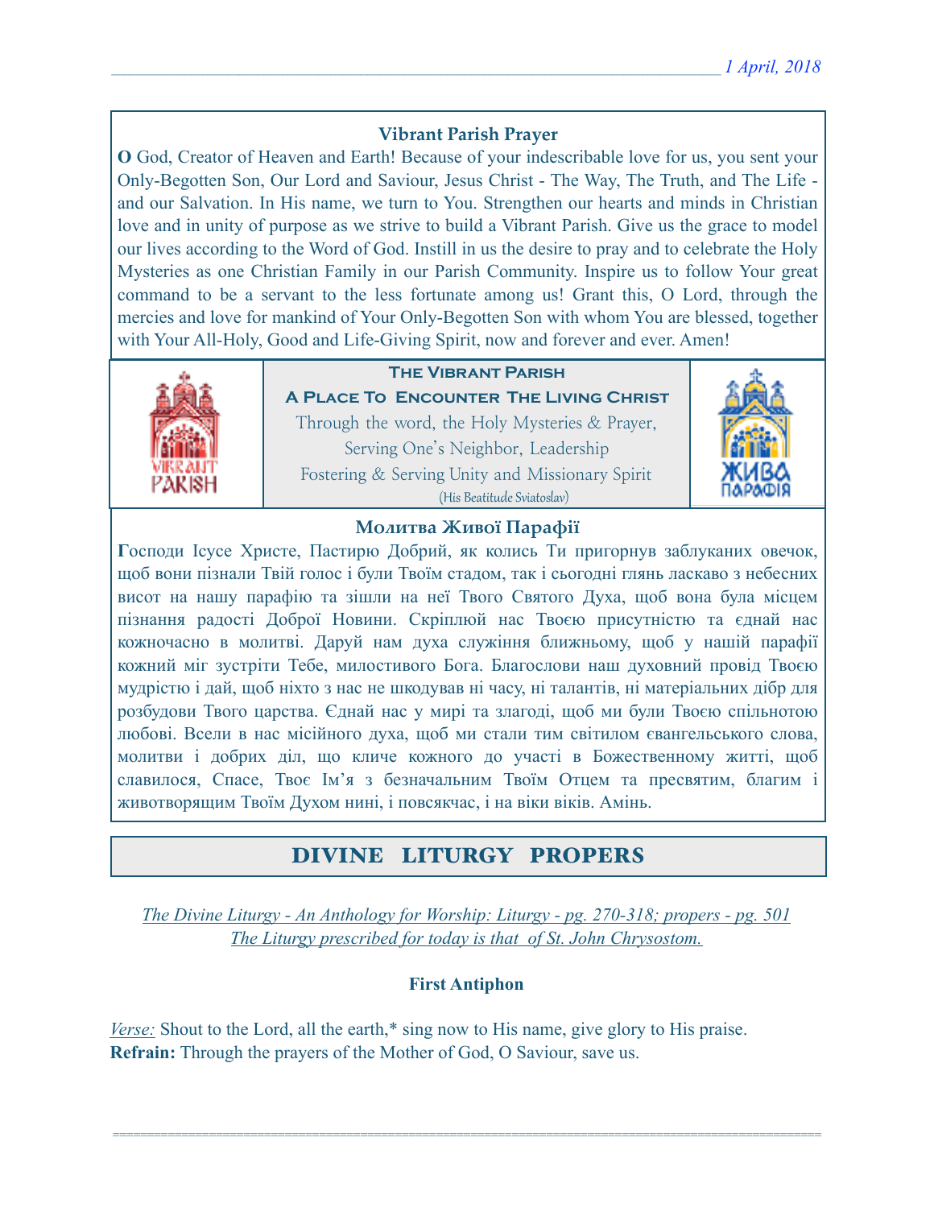### Vibrant Parish Prayer

**O** God, Creator of Heaven and Earth! Because of your indescribable love for us, you sent your Only-Begotten Son, Our Lord and Saviour, Jesus Christ - The Way, The Truth, and The Life - and our Salvation. In His name, we turn to You. Strengthen our hearts and minds in Christian love and in unity of purpose as we strive to build a Vibrant Parish. Give us the grace to model our lives according to the Word of God. Instill in us the desire to pray and to celebrate the Holy Mysteries as one Christian Family in our Parish Community. Inspire us to follow Your great command to be a servant to the less fortunate among us! Grant this, O Lord, through the mercies and love for mankind of Your Only-Begotten Son with whom You are blessed, together with Your All-Holy, Good and Life-Giving Spirit, now and forever and ever. Amen!

**The Vibrant Parish**

**A Place To Encounter The Living Christ**

Through the word, the Holy Mysteries & Prayer,
Serving One's Neighbor, Leadership
Fostering & Serving Unity and Missionary Spirit
(His Beatitude Sviatoslav)

### Молитва Живої Парафії

**Г**осподи Ісусе Христе, Пастирю Добрий, як колись Ти пригорнув заблуканих овечок, щоб вони пізнали Твій голос і були Твоїм стадом, так і сьогодні глянь ласкаво з небесних висот на нашу парафію та зішли на неї Твого Святого Духа, щоб вона була місцем пізнання радості Доброї Новини. Скріплюй нас Твоєю присутністю та єднай нас кожночасно в молитві. Даруй нам духа служіння ближньому, щоб у нашій парафії кожний міг зустріти Тебе, милостивого Бога. Благослови наш духовний провід Твоєю мудрістю і дай, щоб ніхто з нас не шкодував ні часу, ні талантів, ні матеріальних дібр для розбудови Твого царства. Єднай нас у мирі та злагоді, щоб ми були Твоєю спільнотою любові. Всели в нас місійного духа, щоб ми стали тим світилом євангельського слова, молитви і добрих діл, що кличе кожного до участі в Божественному житті, щоб славилося, Спасе, Твоє Ім'я з безначальним Твоїм Отцем та пресвятим, благим і животворящим Твоїм Духом нині, і повсякчас, і на віки віків. Амінь.

## DIVINE LITURGY PROPERS

*The Divine Liturgy - An Anthology for Worship: Liturgy - pg. 270-318; propers - pg. 501*
*The Liturgy prescribed for today is that of St. John Chrysostom.*

**First Antiphon**

*Verse:* Shout to the Lord, all the earth,* sing now to His name, give glory to His praise.
**Refrain:** Through the prayers of the Mother of God, O Saviour, save us.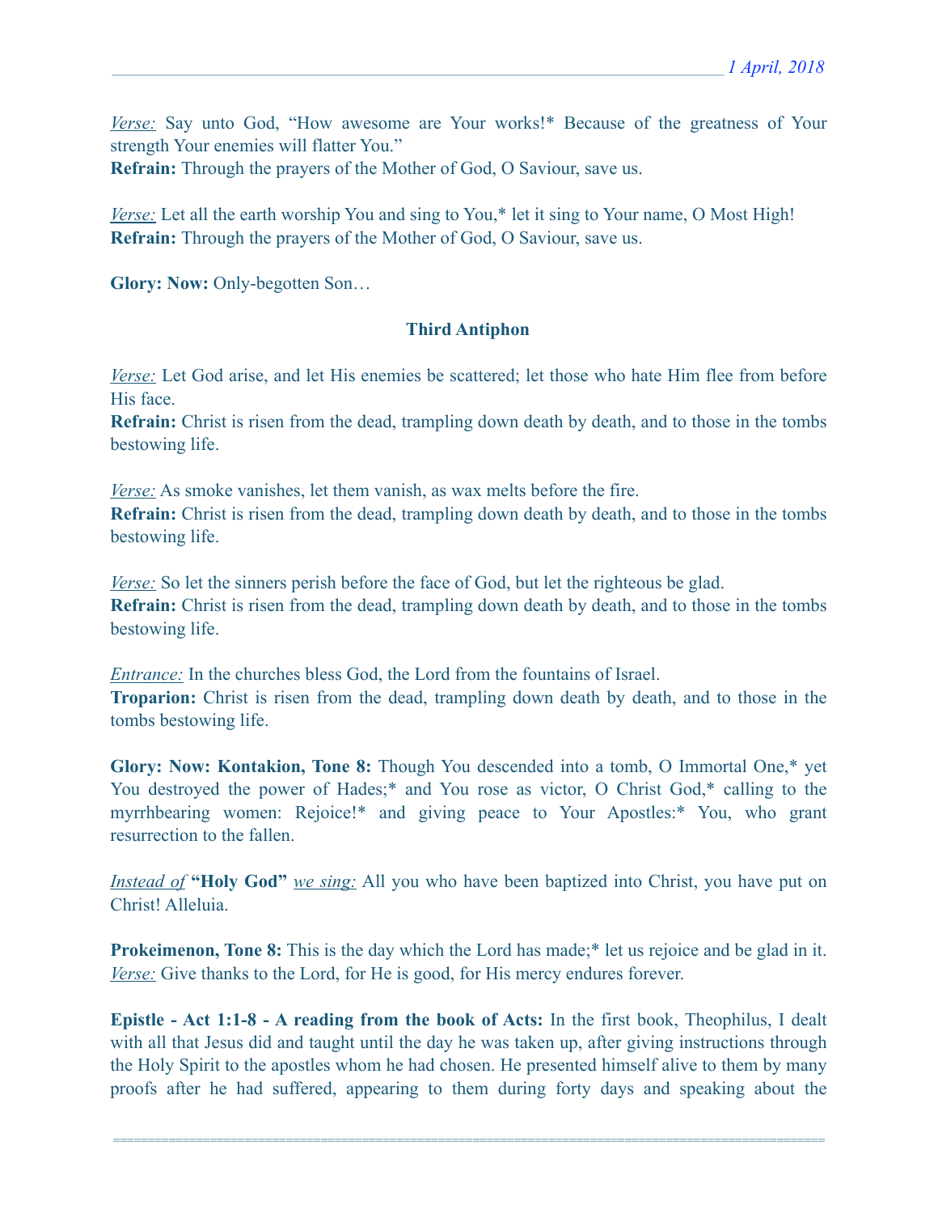*Verse:* Say unto God, "How awesome are Your works!* Because of the greatness of Your strength Your enemies will flatter You."
**Refrain:** Through the prayers of the Mother of God, O Saviour, save us.

*Verse:* Let all the earth worship You and sing to You,* let it sing to Your name, O Most High!
**Refrain:** Through the prayers of the Mother of God, O Saviour, save us.

**Glory: Now:** Only-begotten Son…

### Third Antiphon

*Verse:* Let God arise, and let His enemies be scattered; let those who hate Him flee from before His face.
**Refrain:** Christ is risen from the dead, trampling down death by death, and to those in the tombs bestowing life.

*Verse:* As smoke vanishes, let them vanish, as wax melts before the fire.
**Refrain:** Christ is risen from the dead, trampling down death by death, and to those in the tombs bestowing life.

*Verse:* So let the sinners perish before the face of God, but let the righteous be glad.
**Refrain:** Christ is risen from the dead, trampling down death by death, and to those in the tombs bestowing life.

*Entrance:* In the churches bless God, the Lord from the fountains of Israel.
**Troparion:** Christ is risen from the dead, trampling down death by death, and to those in the tombs bestowing life.

**Glory: Now: Kontakion, Tone 8:** Though You descended into a tomb, O Immortal One,* yet You destroyed the power of Hades;* and You rose as victor, O Christ God,* calling to the myrrhbearing women: Rejoice!* and giving peace to Your Apostles:* You, who grant resurrection to the fallen.

*Instead of* **"Holy God"** *we sing:* All you who have been baptized into Christ, you have put on Christ! Alleluia.

**Prokeimenon, Tone 8:** This is the day which the Lord has made;* let us rejoice and be glad in it.
*Verse:* Give thanks to the Lord, for He is good, for His mercy endures forever.

**Epistle - Act 1:1-8 - A reading from the book of Acts:** In the first book, Theophilus, I dealt with all that Jesus did and taught until the day he was taken up, after giving instructions through the Holy Spirit to the apostles whom he had chosen. He presented himself alive to them by many proofs after he had suffered, appearing to them during forty days and speaking about the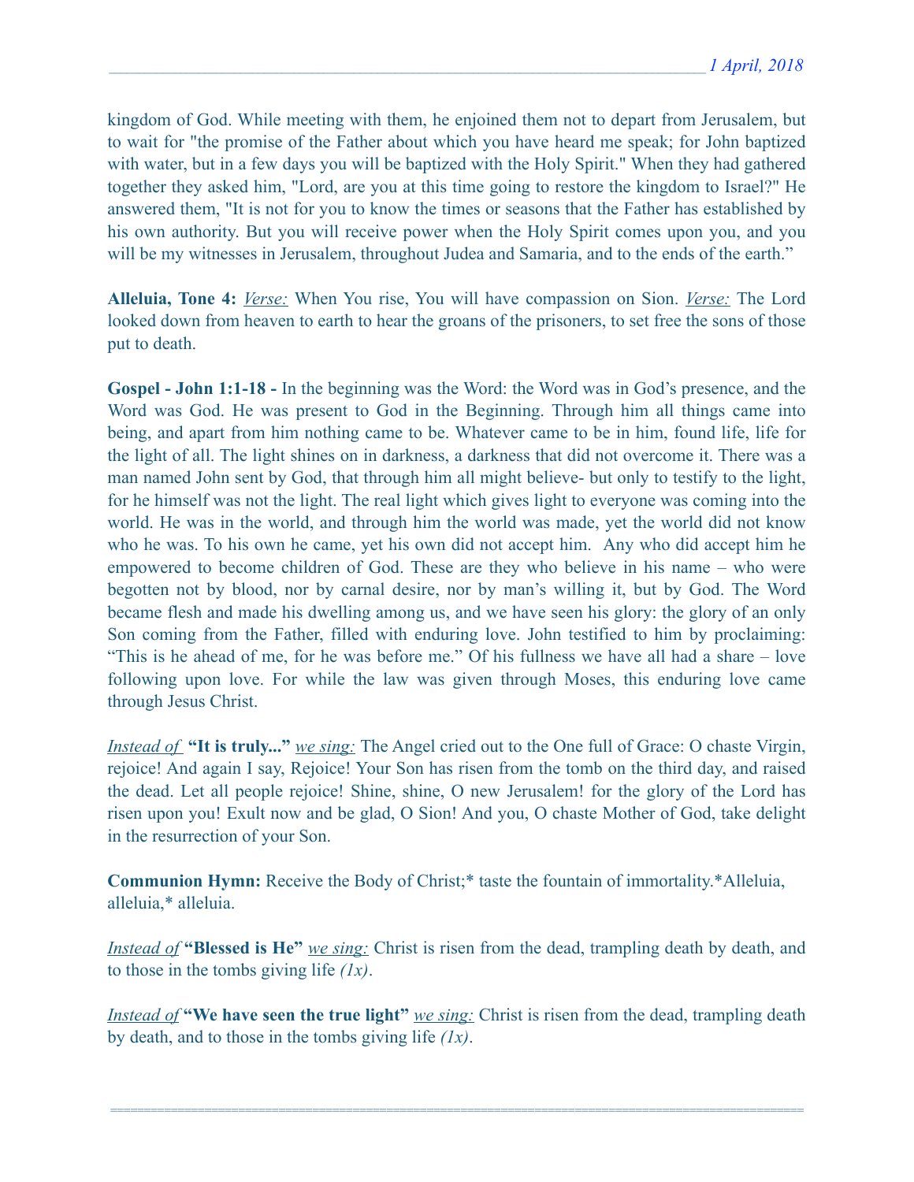kingdom of God. While meeting with them, he enjoined them not to depart from Jerusalem, but to wait for "the promise of the Father about which you have heard me speak; for John baptized with water, but in a few days you will be baptized with the Holy Spirit." When they had gathered together they asked him, "Lord, are you at this time going to restore the kingdom to Israel?" He answered them, "It is not for you to know the times or seasons that the Father has established by his own authority. But you will receive power when the Holy Spirit comes upon you, and you will be my witnesses in Jerusalem, throughout Judea and Samaria, and to the ends of the earth."

**Alleluia, Tone 4:** _Verse:_ When You rise, You will have compassion on Sion. _Verse:_ The Lord looked down from heaven to earth to hear the groans of the prisoners, to set free the sons of those put to death.

**Gospel - John 1:1-18 -** In the beginning was the Word: the Word was in God's presence, and the Word was God. He was present to God in the Beginning. Through him all things came into being, and apart from him nothing came to be. Whatever came to be in him, found life, life for the light of all. The light shines on in darkness, a darkness that did not overcome it. There was a man named John sent by God, that through him all might believe- but only to testify to the light, for he himself was not the light. The real light which gives light to everyone was coming into the world. He was in the world, and through him the world was made, yet the world did not know who he was. To his own he came, yet his own did not accept him. Any who did accept him he empowered to become children of God. These are they who believe in his name – who were begotten not by blood, nor by carnal desire, nor by man's willing it, but by God. The Word became flesh and made his dwelling among us, and we have seen his glory: the glory of an only Son coming from the Father, filled with enduring love. John testified to him by proclaiming: "This is he ahead of me, for he was before me." Of his fullness we have all had a share – love following upon love. For while the law was given through Moses, this enduring love came through Jesus Christ.

_Instead of_ **"It is truly..."** _we sing:_ The Angel cried out to the One full of Grace: O chaste Virgin, rejoice! And again I say, Rejoice! Your Son has risen from the tomb on the third day, and raised the dead. Let all people rejoice! Shine, shine, O new Jerusalem! for the glory of the Lord has risen upon you! Exult now and be glad, O Sion! And you, O chaste Mother of God, take delight in the resurrection of your Son.

**Communion Hymn:** Receive the Body of Christ;* taste the fountain of immortality.*Alleluia, alleluia,* alleluia.

_Instead of_ **"Blessed is He"** _we sing:_ Christ is risen from the dead, trampling death by death, and to those in the tombs giving life *(1x)*.

_Instead of_ **"We have seen the true light"** _we sing:_ Christ is risen from the dead, trampling death by death, and to those in the tombs giving life *(1x)*.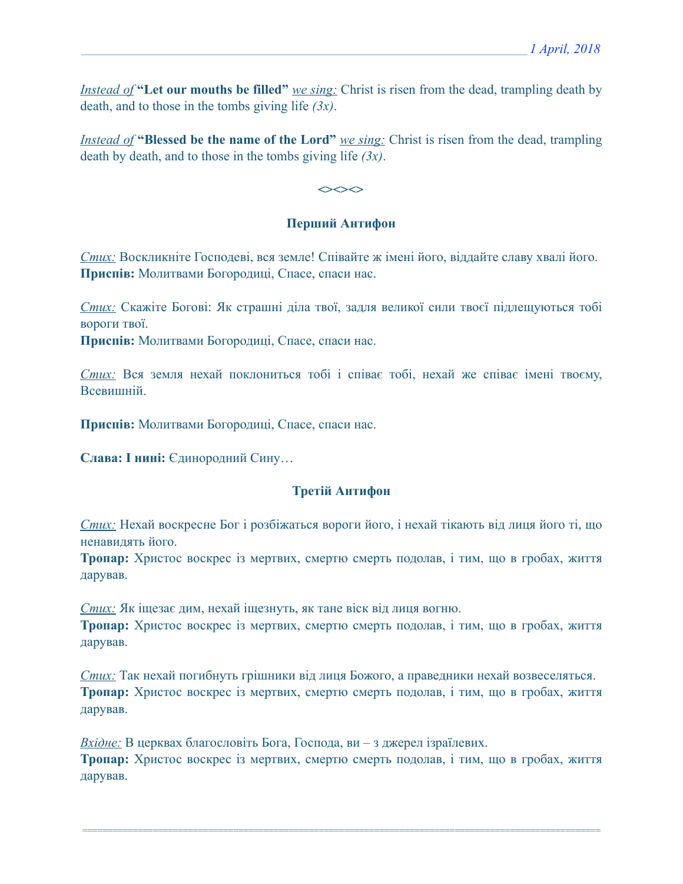*__Instead of__* **"Let our mouths be filled"** *__we sing:__* Christ is risen from the dead, trampling death by death, and to those in the tombs giving life *(3x)*.

*__Instead of__* **"Blessed be the name of the Lord"** *__we sing:__* Christ is risen from the dead, trampling death by death, and to those in the tombs giving life *(3x)*.

**<><><>**

### Перший Антифон

*__Стих:__* Воскликніте Господеві, вся земле! Співайте ж імені його, віддайте славу хвалі його.
**Приспів:** Молитвами Богородиці, Спасе, спаси нас.

*__Стих:__* Скажіте Богові: Як страшні діла твої, задля великої сили твоєї підлещуються тобі вороги твої.
**Приспів:** Молитвами Богородиці, Спасе, спаси нас.

*__Стих:__* Вся земля нехай поклониться тобі і співає тобі, нехай же співає імені твоєму, Всевишній.

**Приспів:** Молитвами Богородиці, Спасе, спаси нас.

**Слава: І нині:** Єдинородний Сину…

### Третій Антифон

*__Стих:__* Нехай воскресне Бог і розбіжаться вороги його, і нехай тікають від лиця його ті, що ненавидять його.
**Тропар:** Христос воскрес із мертвих, смертю смерть подолав, і тим, що в гробах, життя дарував.

*__Стих:__* Як іщезає дим, нехай іщезнуть, як тане віск від лиця вогню.
**Тропар:** Христос воскрес із мертвих, смертю смерть подолав, і тим, що в гробах, життя дарував.

*__Стих:__* Так нехай погибнуть грішники від лиця Божого, а праведники нехай возвеселяться.
**Тропар:** Христос воскрес із мертвих, смертю смерть подолав, і тим, що в гробах, життя дарував.

*__Вхідне:__* В церквах благословіть Бога, Господа, ви – з джерел ізраїлевих.
**Тропар:** Христос воскрес із мертвих, смертю смерть подолав, і тим, що в гробах, життя дарував.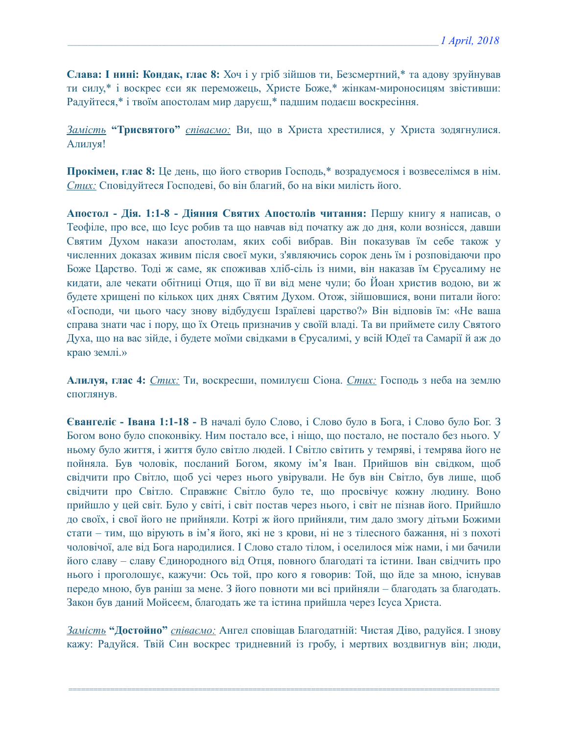**Слава: І нині: Кондак, глас 8:** Хоч і у гріб зійшов ти, Безсмертний,* та адову зруйнував ти силу,* і воскрес єси як переможець, Христе Боже,* жінкам-мироносицям звістивши: Радуйтеся,* і твоїм апостолам мир даруєш,* падшим подаєш воскресіння.

*Замість* **"Трисвятого"** *співаємо:* Ви, що в Христа хрестилися, у Христа зодягнулися. Алилуя!

**Прокімен, глас 8:** Це день, що його створив Господь,* возрадуємося і возвеселімся в нім. *Стих:* Сповідуйтеся Господеві, бо він благий, бо на віки милість його.

**Апостол - Дія. 1:1-8 - Діяння Святих Апостолів читання:** Першу книгу я написав, о Теофіле, про все, що Ісус робив та що навчав від початку аж до дня, коли вознісся, давши Святим Духом накази апостолам, яких собі вибрав. Він показував їм себе також у численних доказах живим після своєї муки, з'являючись сорок день їм і розповідаючи про Боже Царство. Тоді ж саме, як споживав хліб-сіль із ними, він наказав їм Єрусалиму не кидати, але чекати обітниці Отця, що її ви від мене чули; бо Йоан христив водою, ви ж будете хрищені по кількох цих днях Святим Духом. Отож, зійшовшися, вони питали його: «Господи, чи цього часу знову відбудуєш Ізраїлеві царство?» Він відповів їм: «Не ваша справа знати час і пору, що їх Отець призначив у своїй владі. Та ви приймете силу Святого Духа, що на вас зійде, і будете моїми свідками в Єрусалимі, у всій Юдеї та Самарії й аж до краю землі.»

**Алилуя, глас 4:** *Стих:* Ти, воскресши, помилуєш Сіона. *Стих:* Господь з неба на землю споглянув.

**Євангеліє - Івана 1:1-18 -** В началі було Слово, і Слово було в Бога, і Слово було Бог. З Богом воно було споконвіку. Ним постало все, і ніщо, що постало, не постало без нього. У ньому було життя, і життя було світло людей. І Світло світить у темряві, і темрява його не пойняла. Був чоловік, посланий Богом, якому ім'я Іван. Прийшов він свідком, щоб свідчити про Світло, щоб усі через нього увірували. Не був він Світло, був лише, щоб свідчити про Світло. Справжнє Світло було те, що просвічує кожну людину. Воно прийшло у цей світ. Було у світі, і світ постав через нього, і світ не пізнав його. Прийшло до своїх, і свої його не прийняли. Котрі ж його прийняли, тим дало змогу дітьми Божими стати – тим, що вірують в ім'я його, які не з крови, ні не з тілесного бажання, ні з похоті чоловічої, але від Бога народилися. І Слово стало тілом, і оселилося між нами, і ми бачили його славу – славу Єдинородного від Отця, повного благодаті та істини. Іван свідчить про нього і проголошує, кажучи: Ось той, про кого я говорив: Той, що йде за мною, існував передо мною, був раніш за мене. З його повноти ми всі прийняли – благодать за благодать. Закон був даний Мойсеєм, благодать же та істина прийшла через Ісуса Христа.

*Замість* **"Достойно"** *співаємо:* Ангел сповіщав Благодатній: Чистая Діво, радуйся. І знову кажу: Радуйся. Твій Син воскрес тридневний із гробу, і мертвих воздвигнув він; люди,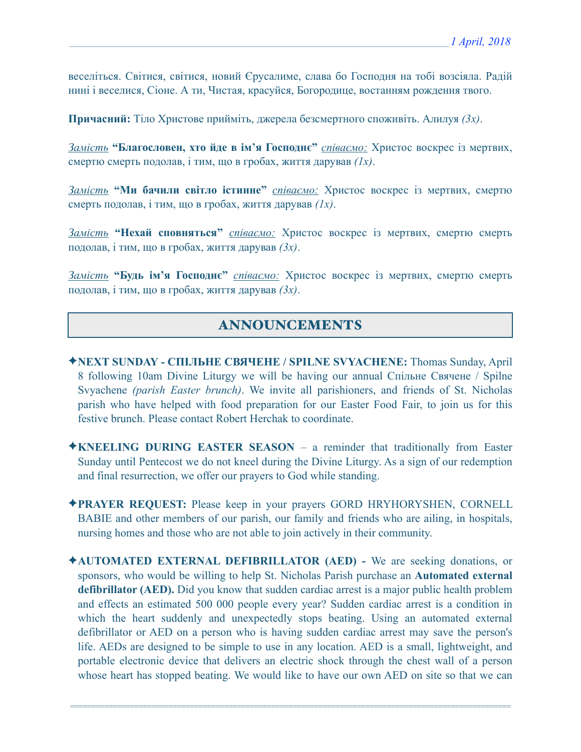веселіться. Світися, світися, новий Єрусалиме, слава бо Господня на тобі возсіяла. Радій нині і веселися, Сіоне. А ти, Чистая, красуйся, Богородице, востанням рождення твого.

**Причасний:** Тіло Христове прийміть, джерела безсмертного споживіть. Алилуя *(3x)*.

*Замість* **"Благословен, хто йде в ім'я Господнє"** *співаємо:* Христос воскрес із мертвих, смертю смерть подолав, і тим, що в гробах, життя дарував *(1x)*.

*Замість* **"Ми бачили світло істинне"** *співаємо:* Христос воскрес із мертвих, смертю смерть подолав, і тим, що в гробах, життя дарував *(1x)*.

*Замість* **"Нехай сповняться"** *співаємо:* Христос воскрес із мертвих, смертю смерть подолав, і тим, що в гробах, життя дарував *(3x)*.

*Замість* **"Будь ім'я Господнє"** *співаємо:* Христос воскрес із мертвих, смертю смерть подолав, і тим, що в гробах, життя дарував *(3x)*.

## ANNOUNCEMENTS

✦**NEXT SUNDAY - СПІЛЬНЕ СВЯЧЕНЕ / SPILNE SVYACHENE:** Thomas Sunday, April 8 following 10am Divine Liturgy we will be having our annual Спільне Свячене / Spilne Svyachene *(parish Easter brunch)*. We invite all parishioners, and friends of St. Nicholas parish who have helped with food preparation for our Easter Food Fair, to join us for this festive brunch. Please contact Robert Herchak to coordinate.

✦**KNEELING DURING EASTER SEASON** – a reminder that traditionally from Easter Sunday until Pentecost we do not kneel during the Divine Liturgy. As a sign of our redemption and final resurrection, we offer our prayers to God while standing.

✦**PRAYER REQUEST:** Please keep in your prayers GORD HRYHORYSHEN, CORNELL BABIE and other members of our parish, our family and friends who are ailing, in hospitals, nursing homes and those who are not able to join actively in their community.

✦**AUTOMATED EXTERNAL DEFIBRILLATOR (AED) -** We are seeking donations, or sponsors, who would be willing to help St. Nicholas Parish purchase an **Automated external defibrillator (AED).** Did you know that sudden cardiac arrest is a major public health problem and effects an estimated 500 000 people every year? Sudden cardiac arrest is a condition in which the heart suddenly and unexpectedly stops beating. Using an automated external defibrillator or AED on a person who is having sudden cardiac arrest may save the person's life. AEDs are designed to be simple to use in any location. AED is a small, lightweight, and portable electronic device that delivers an electric shock through the chest wall of a person whose heart has stopped beating. We would like to have our own AED on site so that we can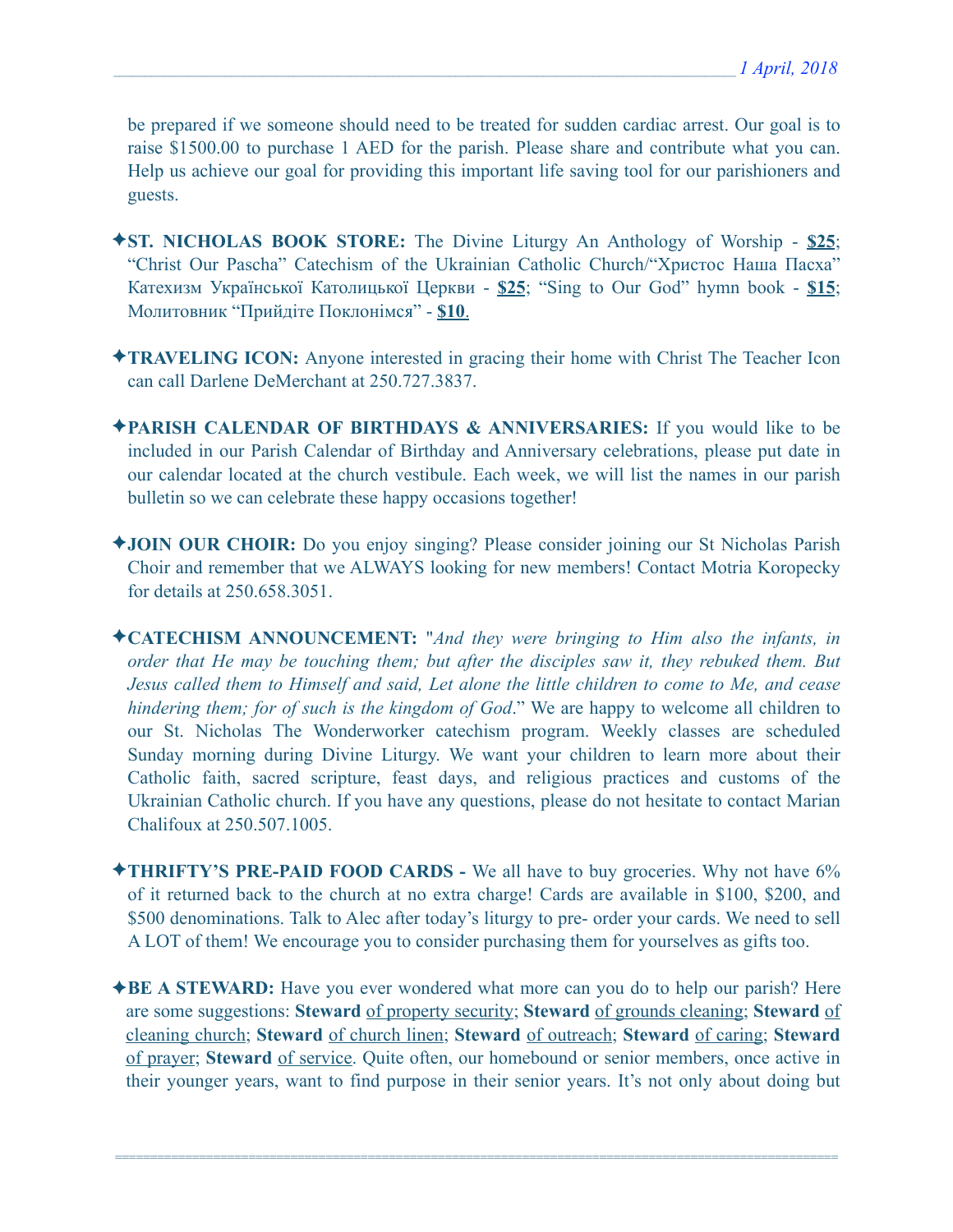be prepared if we someone should need to be treated for sudden cardiac arrest. Our goal is to raise $1500.00 to purchase 1 AED for the parish. Please share and contribute what you can. Help us achieve our goal for providing this important life saving tool for our parishioners and guests.

✦**ST. NICHOLAS BOOK STORE:** The Divine Liturgy An Anthology of Worship - **$25**; "Christ Our Pascha" Catechism of the Ukrainian Catholic Church/"Христос Наша Пасха" Катехизм Української Католицької Церкви - **$25**; "Sing to Our God" hymn book - **$15**; Молитовник "Прийдіте Поклонімся" - **$10**.

✦**TRAVELING ICON:** Anyone interested in gracing their home with Christ The Teacher Icon can call Darlene DeMerchant at 250.727.3837.

✦**PARISH CALENDAR OF BIRTHDAYS & ANNIVERSARIES:** If you would like to be included in our Parish Calendar of Birthday and Anniversary celebrations, please put date in our calendar located at the church vestibule. Each week, we will list the names in our parish bulletin so we can celebrate these happy occasions together!

✦**JOIN OUR CHOIR:** Do you enjoy singing? Please consider joining our St Nicholas Parish Choir and remember that we ALWAYS looking for new members! Contact Motria Koropecky for details at 250.658.3051.

✦**CATECHISM ANNOUNCEMENT:** "*And they were bringing to Him also the infants, in order that He may be touching them; but after the disciples saw it, they rebuked them. But Jesus called them to Himself and said, Let alone the little children to come to Me, and cease hindering them; for of such is the kingdom of God*." We are happy to welcome all children to our St. Nicholas The Wonderworker catechism program. Weekly classes are scheduled Sunday morning during Divine Liturgy. We want your children to learn more about their Catholic faith, sacred scripture, feast days, and religious practices and customs of the Ukrainian Catholic church. If you have any questions, please do not hesitate to contact Marian Chalifoux at 250.507.1005.

✦**THRIFTY'S PRE-PAID FOOD CARDS -** We all have to buy groceries. Why not have 6% of it returned back to the church at no extra charge! Cards are available in $100, $200, and $500 denominations. Talk to Alec after today's liturgy to pre- order your cards. We need to sell A LOT of them! We encourage you to consider purchasing them for yourselves as gifts too.

✦**BE A STEWARD:** Have you ever wondered what more can you do to help our parish? Here are some suggestions: **Steward** of property security; **Steward** of grounds cleaning; **Steward** of cleaning church; **Steward** of church linen; **Steward** of outreach; **Steward** of caring; **Steward** of prayer; **Steward** of service. Quite often, our homebound or senior members, once active in their younger years, want to find purpose in their senior years. It's not only about doing but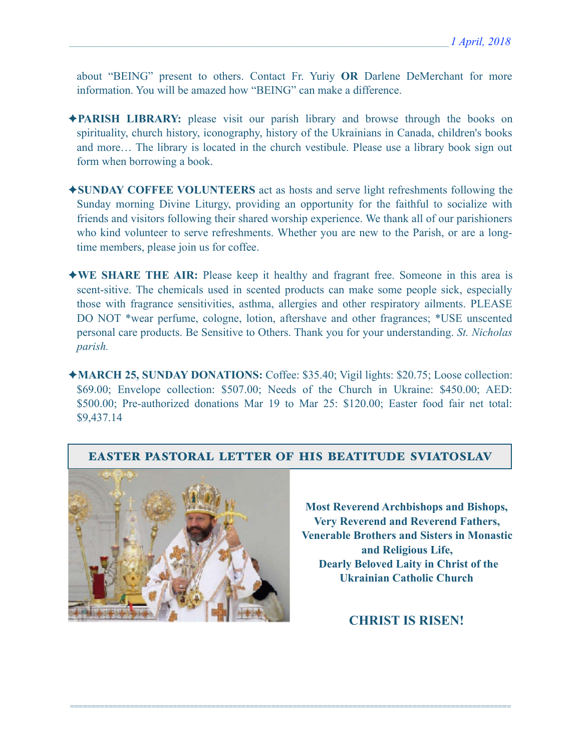about "BEING" present to others. Contact Fr. Yuriy **OR** Darlene DeMerchant for more information. You will be amazed how "BEING" can make a difference.

✦**PARISH LIBRARY:** please visit our parish library and browse through the books on spirituality, church history, iconography, history of the Ukrainians in Canada, children's books and more… The library is located in the church vestibule. Please use a library book sign out form when borrowing a book.

✦**SUNDAY COFFEE VOLUNTEERS** act as hosts and serve light refreshments following the Sunday morning Divine Liturgy, providing an opportunity for the faithful to socialize with friends and visitors following their shared worship experience. We thank all of our parishioners who kind volunteer to serve refreshments. Whether you are new to the Parish, or are a long-time members, please join us for coffee.

✦**WE SHARE THE AIR:** Please keep it healthy and fragrant free. Someone in this area is scent-sitive. The chemicals used in scented products can make some people sick, especially those with fragrance sensitivities, asthma, allergies and other respiratory ailments. PLEASE DO NOT *wear perfume, cologne, lotion, aftershave and other fragrances; *USE unscented personal care products. Be Sensitive to Others. Thank you for your understanding. *St. Nicholas parish.*

✦**MARCH 25, SUNDAY DONATIONS:** Coffee: $35.40; Vigil lights: $20.75; Loose collection: $69.00; Envelope collection: $507.00; Needs of the Church in Ukraine: $450.00; AED: $500.00; Pre-authorized donations Mar 19 to Mar 25: $120.00; Easter food fair net total: $9,437.14

## EASTER PASTORAL LETTER OF HIS BEATITUDE SVIATOSLAV

**Most Reverend Archbishops and Bishops,
Very Reverend and Reverend Fathers,
Venerable Brothers and Sisters in Monastic and Religious Life,
Dearly Beloved Laity in Christ of the Ukrainian Catholic Church**

**CHRIST IS RISEN!**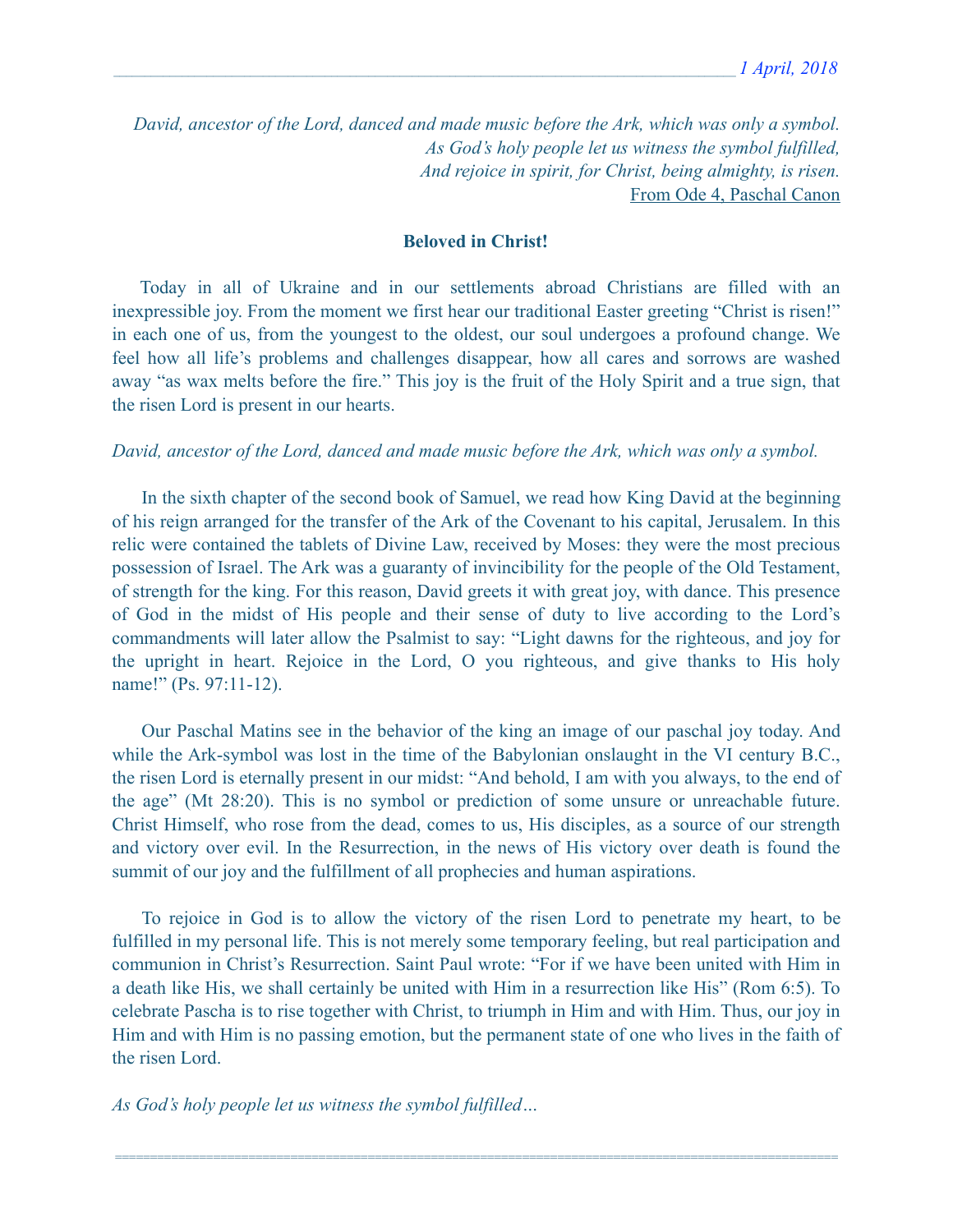*1 April, 2018*

*David, ancestor of the Lord, danced and made music before the Ark, which was only a symbol.*
*As God's holy people let us witness the symbol fulfilled,*
*And rejoice in spirit, for Christ, being almighty, is risen.*
From Ode 4, Paschal Canon

**Beloved in Christ!**

Today in all of Ukraine and in our settlements abroad Christians are filled with an inexpressible joy. From the moment we first hear our traditional Easter greeting "Christ is risen!" in each one of us, from the youngest to the oldest, our soul undergoes a profound change. We feel how all life's problems and challenges disappear, how all cares and sorrows are washed away "as wax melts before the fire." This joy is the fruit of the Holy Spirit and a true sign, that the risen Lord is present in our hearts.

*David, ancestor of the Lord, danced and made music before the Ark, which was only a symbol.*

In the sixth chapter of the second book of Samuel, we read how King David at the beginning of his reign arranged for the transfer of the Ark of the Covenant to his capital, Jerusalem. In this relic were contained the tablets of Divine Law, received by Moses: they were the most precious possession of Israel. The Ark was a guaranty of invincibility for the people of the Old Testament, of strength for the king. For this reason, David greets it with great joy, with dance. This presence of God in the midst of His people and their sense of duty to live according to the Lord's commandments will later allow the Psalmist to say: "Light dawns for the righteous, and joy for the upright in heart. Rejoice in the Lord, O you righteous, and give thanks to His holy name!" (Ps. 97:11-12).

Our Paschal Matins see in the behavior of the king an image of our paschal joy today. And while the Ark-symbol was lost in the time of the Babylonian onslaught in the VI century B.C., the risen Lord is eternally present in our midst: "And behold, I am with you always, to the end of the age" (Mt 28:20). This is no symbol or prediction of some unsure or unreachable future. Christ Himself, who rose from the dead, comes to us, His disciples, as a source of our strength and victory over evil. In the Resurrection, in the news of His victory over death is found the summit of our joy and the fulfillment of all prophecies and human aspirations.

To rejoice in God is to allow the victory of the risen Lord to penetrate my heart, to be fulfilled in my personal life. This is not merely some temporary feeling, but real participation and communion in Christ's Resurrection. Saint Paul wrote: "For if we have been united with Him in a death like His, we shall certainly be united with Him in a resurrection like His" (Rom 6:5). To celebrate Pascha is to rise together with Christ, to triumph in Him and with Him. Thus, our joy in Him and with Him is no passing emotion, but the permanent state of one who lives in the faith of the risen Lord.

*As God's holy people let us witness the symbol fulfilled…*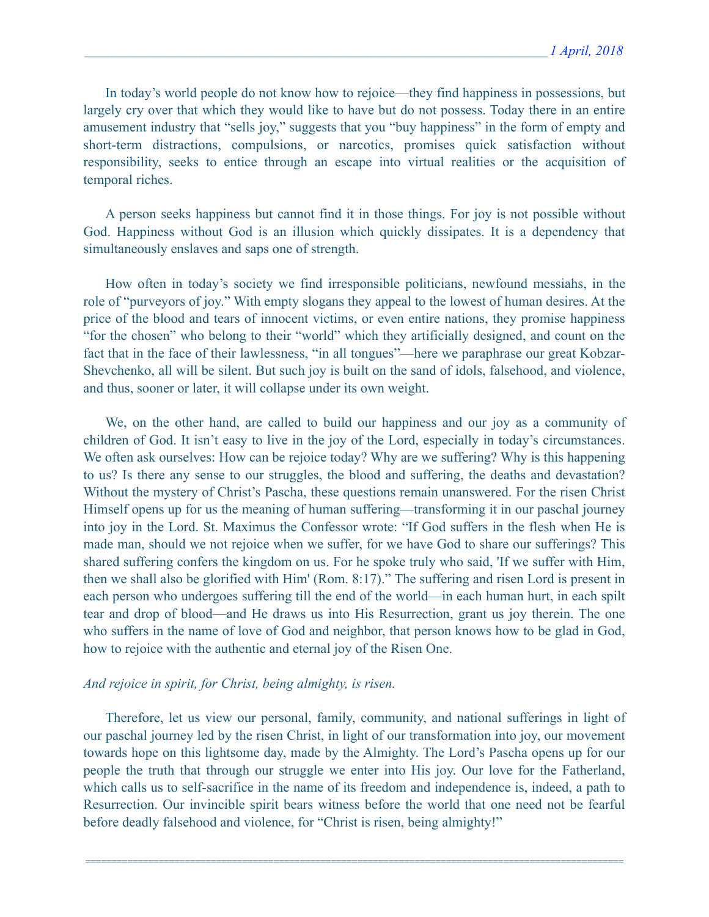In today's world people do not know how to rejoice—they find happiness in possessions, but largely cry over that which they would like to have but do not possess. Today there in an entire amusement industry that "sells joy," suggests that you "buy happiness" in the form of empty and short-term distractions, compulsions, or narcotics, promises quick satisfaction without responsibility, seeks to entice through an escape into virtual realities or the acquisition of temporal riches.

A person seeks happiness but cannot find it in those things. For joy is not possible without God. Happiness without God is an illusion which quickly dissipates. It is a dependency that simultaneously enslaves and saps one of strength.

How often in today's society we find irresponsible politicians, newfound messiahs, in the role of "purveyors of joy." With empty slogans they appeal to the lowest of human desires. At the price of the blood and tears of innocent victims, or even entire nations, they promise happiness "for the chosen" who belong to their "world" which they artificially designed, and count on the fact that in the face of their lawlessness, "in all tongues"—here we paraphrase our great Kobzar-Shevchenko, all will be silent. But such joy is built on the sand of idols, falsehood, and violence, and thus, sooner or later, it will collapse under its own weight.

We, on the other hand, are called to build our happiness and our joy as a community of children of God. It isn't easy to live in the joy of the Lord, especially in today's circumstances. We often ask ourselves: How can be rejoice today? Why are we suffering? Why is this happening to us? Is there any sense to our struggles, the blood and suffering, the deaths and devastation? Without the mystery of Christ's Pascha, these questions remain unanswered. For the risen Christ Himself opens up for us the meaning of human suffering—transforming it in our paschal journey into joy in the Lord. St. Maximus the Confessor wrote: "If God suffers in the flesh when He is made man, should we not rejoice when we suffer, for we have God to share our sufferings? This shared suffering confers the kingdom on us. For he spoke truly who said, 'If we suffer with Him, then we shall also be glorified with Him' (Rom. 8:17)." The suffering and risen Lord is present in each person who undergoes suffering till the end of the world—in each human hurt, in each spilt tear and drop of blood—and He draws us into His Resurrection, grant us joy therein. The one who suffers in the name of love of God and neighbor, that person knows how to be glad in God, how to rejoice with the authentic and eternal joy of the Risen One.

*And rejoice in spirit, for Christ, being almighty, is risen.*

Therefore, let us view our personal, family, community, and national sufferings in light of our paschal journey led by the risen Christ, in light of our transformation into joy, our movement towards hope on this lightsome day, made by the Almighty. The Lord's Pascha opens up for our people the truth that through our struggle we enter into His joy. Our love for the Fatherland, which calls us to self-sacrifice in the name of its freedom and independence is, indeed, a path to Resurrection. Our invincible spirit bears witness before the world that one need not be fearful before deadly falsehood and violence, for "Christ is risen, being almighty!"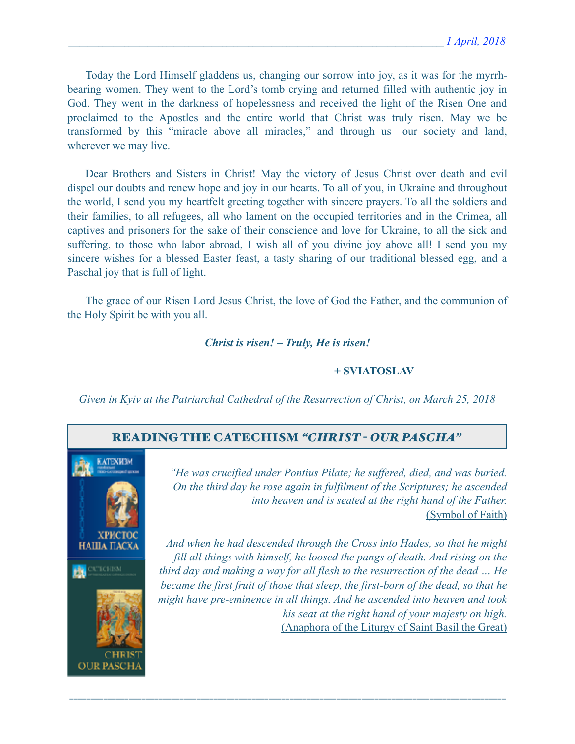Today the Lord Himself gladdens us, changing our sorrow into joy, as it was for the myrrh-bearing women. They went to the Lord's tomb crying and returned filled with authentic joy in God. They went in the darkness of hopelessness and received the light of the Risen One and proclaimed to the Apostles and the entire world that Christ was truly risen. May we be transformed by this "miracle above all miracles," and through us—our society and land, wherever we may live.

Dear Brothers and Sisters in Christ! May the victory of Jesus Christ over death and evil dispel our doubts and renew hope and joy in our hearts. To all of you, in Ukraine and throughout the world, I send you my heartfelt greeting together with sincere prayers. To all the soldiers and their families, to all refugees, all who lament on the occupied territories and in the Crimea, all captives and prisoners for the sake of their conscience and love for Ukraine, to all the sick and suffering, to those who labor abroad, I wish all of you divine joy above all! I send you my sincere wishes for a blessed Easter feast, a tasty sharing of our traditional blessed egg, and a Paschal joy that is full of light.

The grace of our Risen Lord Jesus Christ, the love of God the Father, and the communion of the Holy Spirit be with you all.

***Christ is risen! – Truly, He is risen!***

**+ SVIATOSLAV**

*Given in Kyiv at the Patriarchal Cathedral of the Resurrection of Christ, on March 25, 2018*

## READING THE CATECHISM *"CHRIST - OUR PASCHA"*

*"He was crucified under Pontius Pilate; he suffered, died, and was buried. On the third day he rose again in fulfilment of the Scriptures; he ascended into heaven and is seated at the right hand of the Father.*
(Symbol of Faith)

*And when he had descended through the Cross into Hades, so that he might fill all things with himself, he loosed the pangs of death. And rising on the third day and making a way for all flesh to the resurrection of the dead … He became the first fruit of those that sleep, the first-born of the dead, so that he might have pre-eminence in all things. And he ascended into heaven and took his seat at the right hand of your majesty on high.*
(Anaphora of the Liturgy of Saint Basil the Great)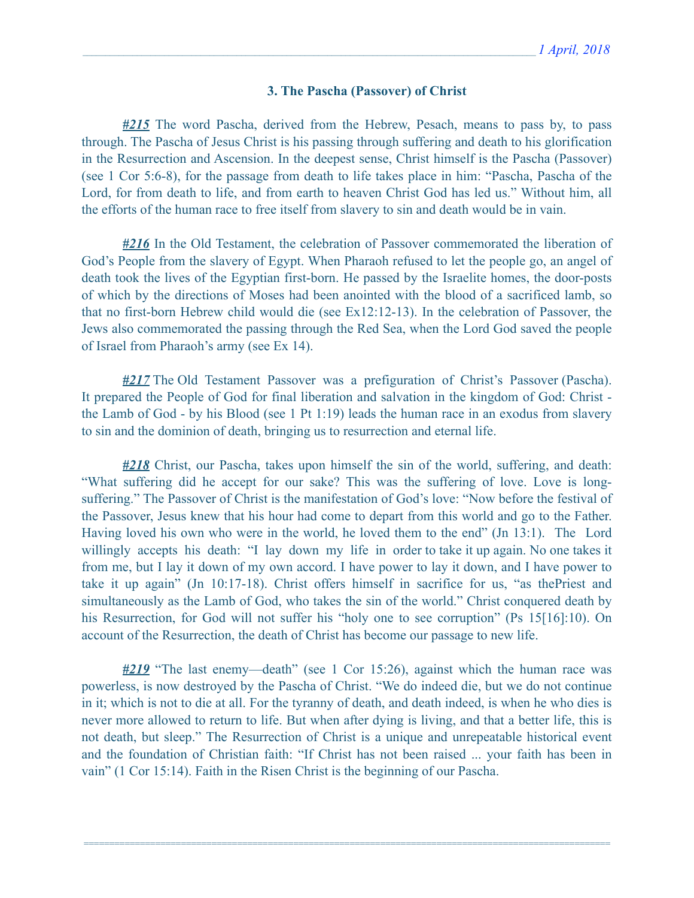### 3. The Pascha (Passover) of Christ

***#215*** The word Pascha, derived from the Hebrew, Pesach, means to pass by, to pass through. The Pascha of Jesus Christ is his passing through suffering and death to his glorification in the Resurrection and Ascension. In the deepest sense, Christ himself is the Pascha (Passover) (see 1 Cor 5:6-8), for the passage from death to life takes place in him: "Pascha, Pascha of the Lord, for from death to life, and from earth to heaven Christ God has led us." Without him, all the efforts of the human race to free itself from slavery to sin and death would be in vain.

***#216*** In the Old Testament, the celebration of Passover commemorated the liberation of God's People from the slavery of Egypt. When Pharaoh refused to let the people go, an angel of death took the lives of the Egyptian first-born. He passed by the Israelite homes, the door-posts of which by the directions of Moses had been anointed with the blood of a sacrificed lamb, so that no first-born Hebrew child would die (see Ex12:12-13). In the celebration of Passover, the Jews also commemorated the passing through the Red Sea, when the Lord God saved the people of Israel from Pharaoh's army (see Ex 14).

***#217*** The Old Testament Passover was a prefiguration of Christ's Passover (Pascha). It prepared the People of God for final liberation and salvation in the kingdom of God: Christ - the Lamb of God - by his Blood (see 1 Pt 1:19) leads the human race in an exodus from slavery to sin and the dominion of death, bringing us to resurrection and eternal life.

***#218*** Christ, our Pascha, takes upon himself the sin of the world, suffering, and death: "What suffering did he accept for our sake? This was the suffering of love. Love is long-suffering." The Passover of Christ is the manifestation of God's love: "Now before the festival of the Passover, Jesus knew that his hour had come to depart from this world and go to the Father. Having loved his own who were in the world, he loved them to the end" (Jn 13:1). The Lord willingly accepts his death: "I lay down my life in order to take it up again. No one takes it from me, but I lay it down of my own accord. I have power to lay it down, and I have power to take it up again" (Jn 10:17-18). Christ offers himself in sacrifice for us, "as thePriest and simultaneously as the Lamb of God, who takes the sin of the world." Christ conquered death by his Resurrection, for God will not suffer his "holy one to see corruption" (Ps 15[16]:10). On account of the Resurrection, the death of Christ has become our passage to new life.

***#219*** "The last enemy—death" (see 1 Cor 15:26), against which the human race was powerless, is now destroyed by the Pascha of Christ. "We do indeed die, but we do not continue in it; which is not to die at all. For the tyranny of death, and death indeed, is when he who dies is never more allowed to return to life. But when after dying is living, and that a better life, this is not death, but sleep." The Resurrection of Christ is a unique and unrepeatable historical event and the foundation of Christian faith: "If Christ has not been raised ... your faith has been in vain" (1 Cor 15:14). Faith in the Risen Christ is the beginning of our Pascha.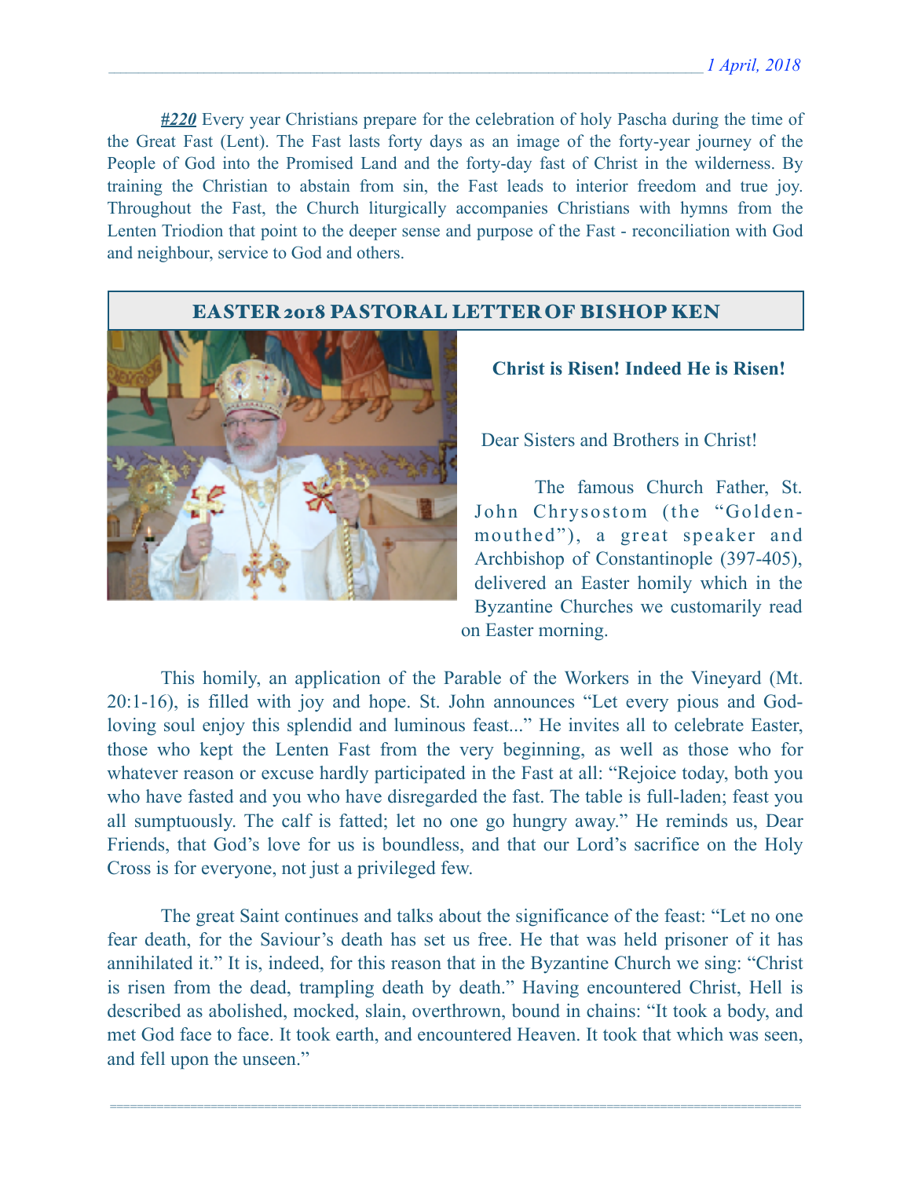***#220*** Every year Christians prepare for the celebration of holy Pascha during the time of the Great Fast (Lent). The Fast lasts forty days as an image of the forty-year journey of the People of God into the Promised Land and the forty-day fast of Christ in the wilderness. By training the Christian to abstain from sin, the Fast leads to interior freedom and true joy. Throughout the Fast, the Church liturgically accompanies Christians with hymns from the Lenten Triodion that point to the deeper sense and purpose of the Fast - reconciliation with God and neighbour, service to God and others.

## EASTER 2018 PASTORAL LETTER OF BISHOP KEN

**Christ is Risen! Indeed He is Risen!**

Dear Sisters and Brothers in Christ!

The famous Church Father, St. John Chrysostom (the "Golden-mouthed"), a great speaker and Archbishop of Constantinople (397-405), delivered an Easter homily which in the Byzantine Churches we customarily read on Easter morning.

This homily, an application of the Parable of the Workers in the Vineyard (Mt. 20:1-16), is filled with joy and hope. St. John announces "Let every pious and God-loving soul enjoy this splendid and luminous feast..." He invites all to celebrate Easter, those who kept the Lenten Fast from the very beginning, as well as those who for whatever reason or excuse hardly participated in the Fast at all: "Rejoice today, both you who have fasted and you who have disregarded the fast. The table is full-laden; feast you all sumptuously. The calf is fatted; let no one go hungry away." He reminds us, Dear Friends, that God's love for us is boundless, and that our Lord's sacrifice on the Holy Cross is for everyone, not just a privileged few.

The great Saint continues and talks about the significance of the feast: "Let no one fear death, for the Saviour's death has set us free. He that was held prisoner of it has annihilated it." It is, indeed, for this reason that in the Byzantine Church we sing: "Christ is risen from the dead, trampling death by death." Having encountered Christ, Hell is described as abolished, mocked, slain, overthrown, bound in chains: "It took a body, and met God face to face. It took earth, and encountered Heaven. It took that which was seen, and fell upon the unseen."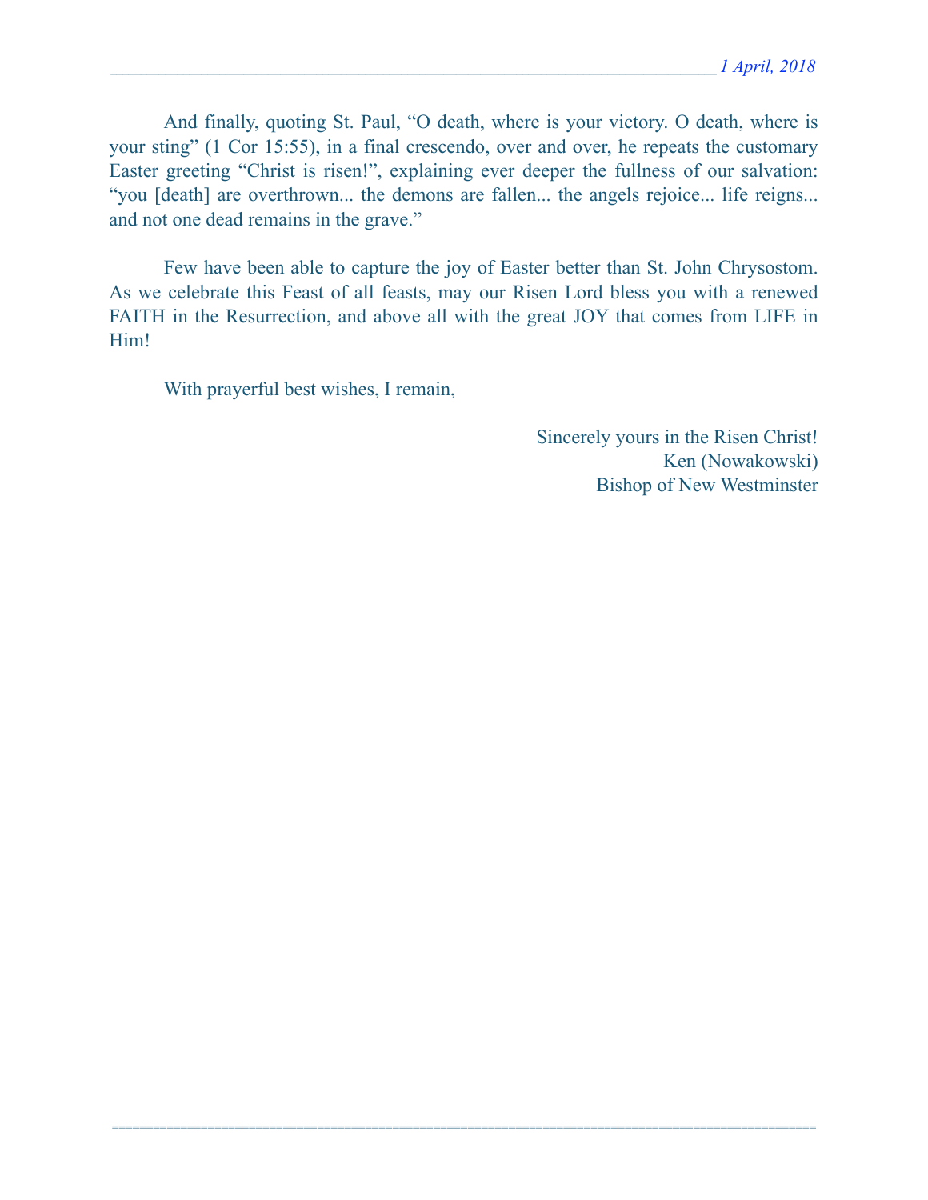And finally, quoting St. Paul, "O death, where is your victory. O death, where is your sting" (1 Cor 15:55), in a final crescendo, over and over, he repeats the customary Easter greeting "Christ is risen!", explaining ever deeper the fullness of our salvation: "you [death] are overthrown... the demons are fallen... the angels rejoice... life reigns... and not one dead remains in the grave."

Few have been able to capture the joy of Easter better than St. John Chrysostom. As we celebrate this Feast of all feasts, may our Risen Lord bless you with a renewed FAITH in the Resurrection, and above all with the great JOY that comes from LIFE in Him!

With prayerful best wishes, I remain,

Sincerely yours in the Risen Christ!
Ken (Nowakowski)
Bishop of New Westminster